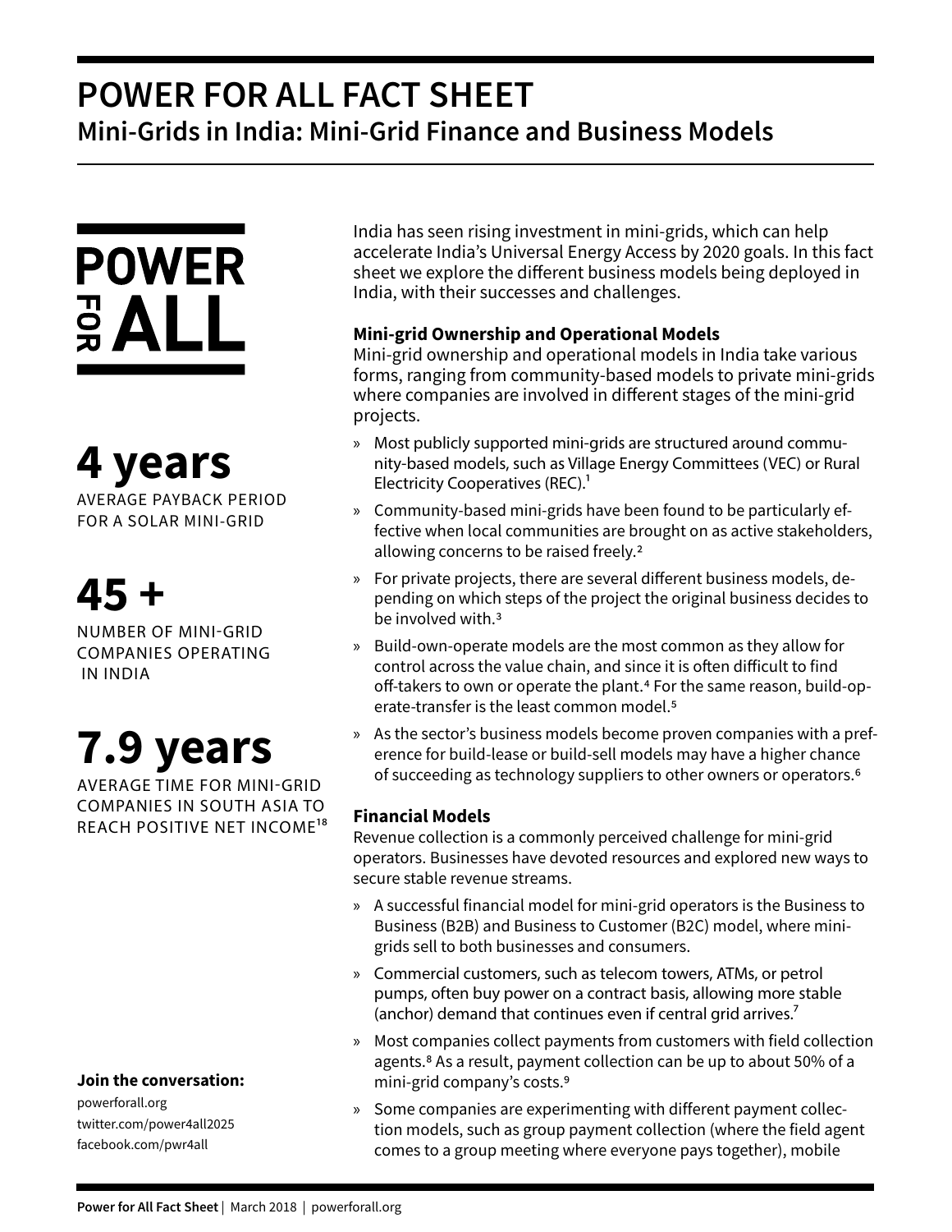# POWER FOR ALL FACT SHEET

## Mini-Grids in India: Mini-Grid Finance and Business Models

POWER FOR ALL

**4 years**

AVERAGE PAYBACK PERIOD FOR A SOLAR MINI-GRID

**45 +**

NUMBER OF MINI-GRID COMPANIES OPERATING IN INDIA

**7.9 years**

AVERAGE TIME FOR MINI-GRID COMPANIES IN SOUTH ASIA TO REACH POSITIVE NET INCOME[18]

India has seen rising investment in mini-grids, which can help accelerate India's Universal Energy Access by 2020 goals. In this fact sheet we explore the different business models being deployed in India, with their successes and challenges.

### Mini-grid Ownership and Operational Models

Mini-grid ownership and operational models in India take various forms, ranging from community-based models to private mini-grids where companies are involved in different stages of the mini-grid projects.

- Most publicly supported mini-grids are structured around community-based models, such as Village Energy Committees (VEC) or Rural Electricity Cooperatives (REC).[1]
- Community-based mini-grids have been found to be particularly effective when local communities are brought on as active stakeholders, allowing concerns to be raised freely.[2]
- For private projects, there are several different business models, depending on which steps of the project the original business decides to be involved with.[3]
- Build-own-operate models are the most common as they allow for control across the value chain, and since it is often difficult to find off-takers to own or operate the plant.[4] For the same reason, build-operate-transfer is the least common model.[5]
- As the sector's business models become proven companies with a preference for build-lease or build-sell models may have a higher chance of succeeding as technology suppliers to other owners or operators.[6]

### Financial Models

Revenue collection is a commonly perceived challenge for mini-grid operators. Businesses have devoted resources and explored new ways to secure stable revenue streams.

- A successful financial model for mini-grid operators is the Business to Business (B2B) and Business to Customer (B2C) model, where mini-grids sell to both businesses and consumers.
- Commercial customers, such as telecom towers, ATMs, or petrol pumps, often buy power on a contract basis, allowing more stable (anchor) demand that continues even if central grid arrives.[7]
- Most companies collect payments from customers with field collection agents.[8] As a result, payment collection can be up to about 50% of a mini-grid company's costs.[9]
- Some companies are experimenting with different payment collection models, such as group payment collection (where the field agent comes to a group meeting where everyone pays together), mobile

**Join the conversation:**

powerforall.org
twitter.com/power4all2025
facebook.com/pwr4all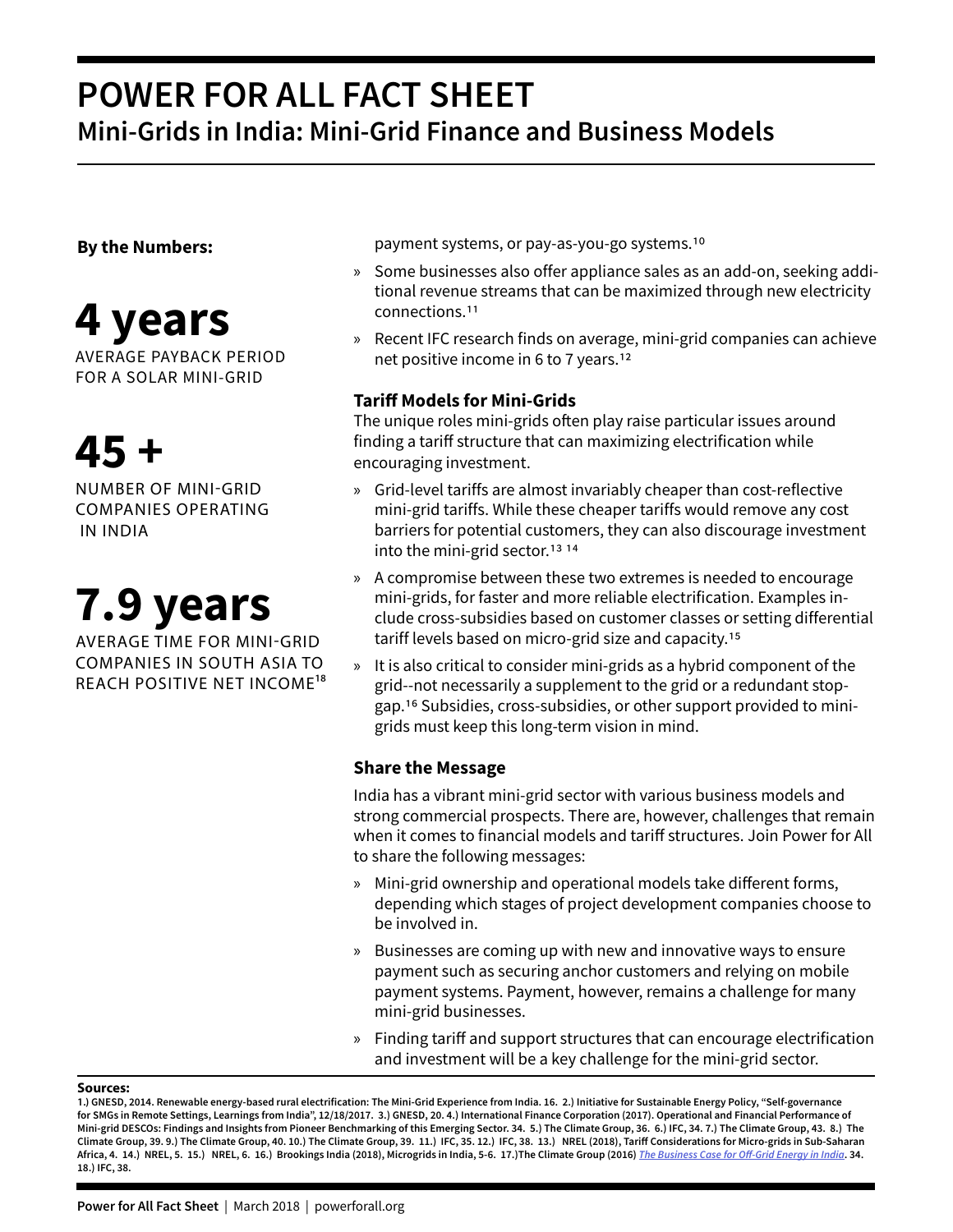# POWER FOR ALL FACT SHEET

## Mini-Grids in India: Mini-Grid Finance and Business Models

**By the Numbers:**

**4 years**

AVERAGE PAYBACK PERIOD FOR A SOLAR MINI-GRID

**45 +**

NUMBER OF MINI-GRID COMPANIES OPERATING IN INDIA

**7.9 years**

AVERAGE TIME FOR MINI-GRID COMPANIES IN SOUTH ASIA TO REACH POSITIVE NET INCOME[18]

payment systems, or pay-as-you-go systems.[10]

- Some businesses also offer appliance sales as an add-on, seeking additional revenue streams that can be maximized through new electricity connections.[11]
- Recent IFC research finds on average, mini-grid companies can achieve net positive income in 6 to 7 years.[12]

### Tariff Models for Mini-Grids

The unique roles mini-grids often play raise particular issues around finding a tariff structure that can maximizing electrification while encouraging investment.

- Grid-level tariffs are almost invariably cheaper than cost-reflective mini-grid tariffs. While these cheaper tariffs would remove any cost barriers for potential customers, they can also discourage investment into the mini-grid sector.[13] [14]
- A compromise between these two extremes is needed to encourage mini-grids, for faster and more reliable electrification. Examples include cross-subsidies based on customer classes or setting differential tariff levels based on micro-grid size and capacity.[15]
- It is also critical to consider mini-grids as a hybrid component of the grid--not necessarily a supplement to the grid or a redundant stopgap.[16] Subsidies, cross-subsidies, or other support provided to mini-grids must keep this long-term vision in mind.

### Share the Message

India has a vibrant mini-grid sector with various business models and strong commercial prospects. There are, however, challenges that remain when it comes to financial models and tariff structures. Join Power for All to share the following messages:

- Mini-grid ownership and operational models take different forms, depending which stages of project development companies choose to be involved in.
- Businesses are coming up with new and innovative ways to ensure payment such as securing anchor customers and relying on mobile payment systems. Payment, however, remains a challenge for many mini-grid businesses.
- Finding tariff and support structures that can encourage electrification and investment will be a key challenge for the mini-grid sector.

**Sources:**

**1.) GNESD, 2014. Renewable energy-based rural electrification: The Mini-Grid Experience from India. 16. 2.) Initiative for Sustainable Energy Policy, "Self-governance for SMGs in Remote Settings, Learnings from India", 12/18/2017. 3.) GNESD, 20. 4.) International Finance Corporation (2017). Operational and Financial Performance of Mini-grid DESCOs: Findings and Insights from Pioneer Benchmarking of this Emerging Sector. 34. 5.) The Climate Group, 36. 6.) IFC, 34. 7.) The Climate Group, 43. 8.) The Climate Group, 39. 9.) The Climate Group, 40. 10.) The Climate Group, 39. 11.) IFC, 35. 12.) IFC, 38. 13.) NREL (2018), Tariff Considerations for Micro-grids in Sub-Saharan Africa, 4. 14.) NREL, 5. 15.) NREL, 6. 16.) Brookings India (2018), Microgrids in India, 5-6. 17.)The Climate Group (2016) *The Business Case for Off-Grid Energy in India*. 34. 18.) IFC, 38.**

Power for All Fact Sheet | March 2018 | powerforall.org